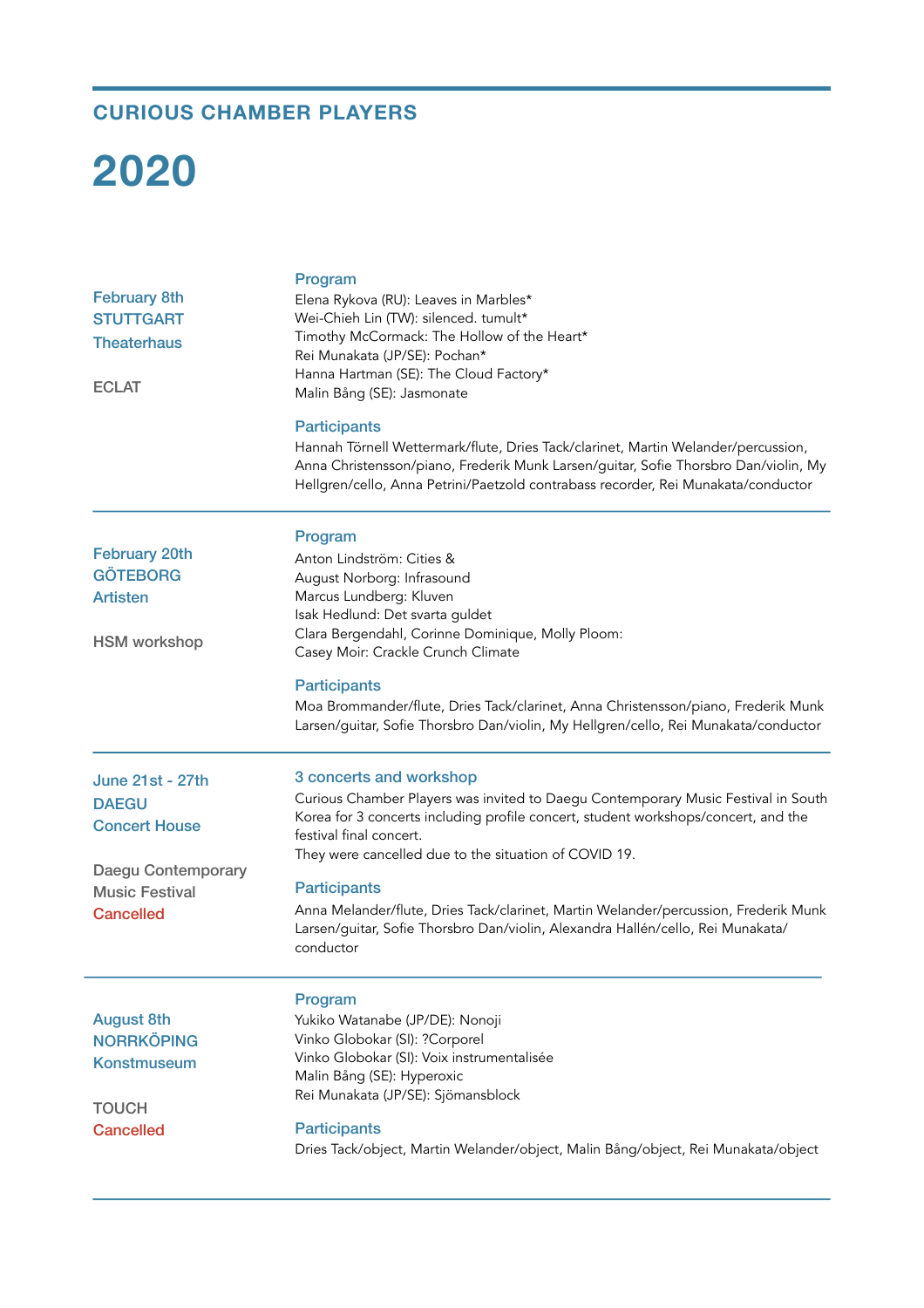## CURIOUS CHAMBER PLAYERS

# 2020

---

**February 8th**
**STUTTGART**
**Theaterhaus**

ECLAT

### Program

Elena Rykova (RU): Leaves in Marbles*
Wei-Chieh Lin (TW): silenced. tumult*
Timothy McCormack: The Hollow of the Heart*
Rei Munakata (JP/SE): Pochan*
Hanna Hartman (SE): The Cloud Factory*
Malin Bång (SE): Jasmonate

### Participants

Hannah Törnell Wettermark/flute, Dries Tack/clarinet, Martin Welander/percussion, Anna Christensson/piano, Frederik Munk Larsen/guitar, Sofie Thorsbro Dan/violin, My Hellgren/cello, Anna Petrini/Paetzold contrabass recorder, Rei Munakata/conductor

---

**February 20th**
**GÖTEBORG**
**Artisten**

HSM workshop

### Program

Anton Lindström: Cities &
August Norborg: Infrasound
Marcus Lundberg: Kluven
Isak Hedlund: Det svarta guldet
Clara Bergendahl, Corinne Dominique, Molly Ploom:
Casey Moir: Crackle Crunch Climate

### Participants

Moa Brommander/flute, Dries Tack/clarinet, Anna Christensson/piano, Frederik Munk Larsen/guitar, Sofie Thorsbro Dan/violin, My Hellgren/cello, Rei Munakata/conductor

---

**June 21st - 27th**
**DAEGU**
**Concert House**

Daegu Contemporary Music Festival
Cancelled

### 3 concerts and workshop

Curious Chamber Players was invited to Daegu Contemporary Music Festival in South Korea for 3 concerts including profile concert, student workshops/concert, and the festival final concert.
They were cancelled due to the situation of COVID 19.

### Participants

Anna Melander/flute, Dries Tack/clarinet, Martin Welander/percussion, Frederik Munk Larsen/guitar, Sofie Thorsbro Dan/violin, Alexandra Hallén/cello, Rei Munakata/conductor

---

**August 8th**
**NORRKÖPING**
**Konstmuseum**

TOUCH
Cancelled

### Program

Yukiko Watanabe (JP/DE): Nonoji
Vinko Globokar (SI): ?Corporel
Vinko Globokar (SI): Voix instrumentalisée
Malin Bång (SE): Hyperoxic
Rei Munakata (JP/SE): Sjömansblock

### Participants

Dries Tack/object, Martin Welander/object, Malin Bång/object, Rei Munakata/object

---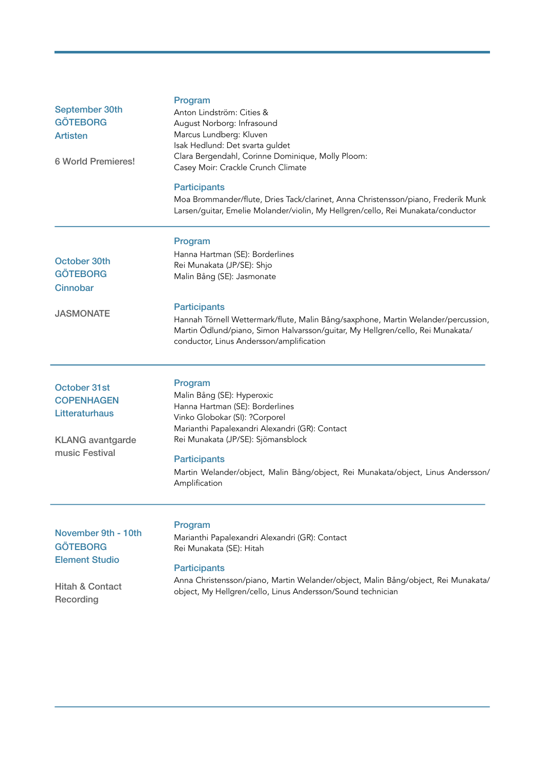**September 30th**
**GÖTEBORG**
**Artisten**

**6 World Premieres!**

**Program**

Anton Lindström: Cities &
August Norborg: Infrasound
Marcus Lundberg: Kluven
Isak Hedlund: Det svarta guldet
Clara Bergendahl, Corinne Dominique, Molly Ploom:
Casey Moir: Crackle Crunch Climate

**Participants**

Moa Brommander/flute, Dries Tack/clarinet, Anna Christensson/piano, Frederik Munk Larsen/guitar, Emelie Molander/violin, My Hellgren/cello, Rei Munakata/conductor

---

**October 30th**
**GÖTEBORG**
**Cinnobar**

**JASMONATE**

**Program**

Hanna Hartman (SE): Borderlines
Rei Munakata (JP/SE): Shjo
Malin Bång (SE): Jasmonate

**Participants**

Hannah Törnell Wettermark/flute, Malin Bång/saxphone, Martin Welander/percussion, Martin Ödlund/piano, Simon Halvarsson/guitar, My Hellgren/cello, Rei Munakata/conductor, Linus Andersson/amplification

---

**October 31st**
**COPENHAGEN**
**Litteraturhaus**

**KLANG avantgarde music Festival**

**Program**

Malin Bång (SE): Hyperoxic
Hanna Hartman (SE): Borderlines
Vinko Globokar (SI): ?Corporel
Marianthi Papalexandri Alexandri (GR): Contact
Rei Munakata (JP/SE): Sjömansblock

**Participants**

Martin Welander/object, Malin Bång/object, Rei Munakata/object, Linus Andersson/Amplification

---

**November 9th - 10th**
**GÖTEBORG**
**Element Studio**

**Hitah & Contact Recording**

**Program**

Marianthi Papalexandri Alexandri (GR): Contact
Rei Munakata (SE): Hitah

**Participants**

Anna Christensson/piano, Martin Welander/object, Malin Bång/object, Rei Munakata/object, My Hellgren/cello, Linus Andersson/Sound technician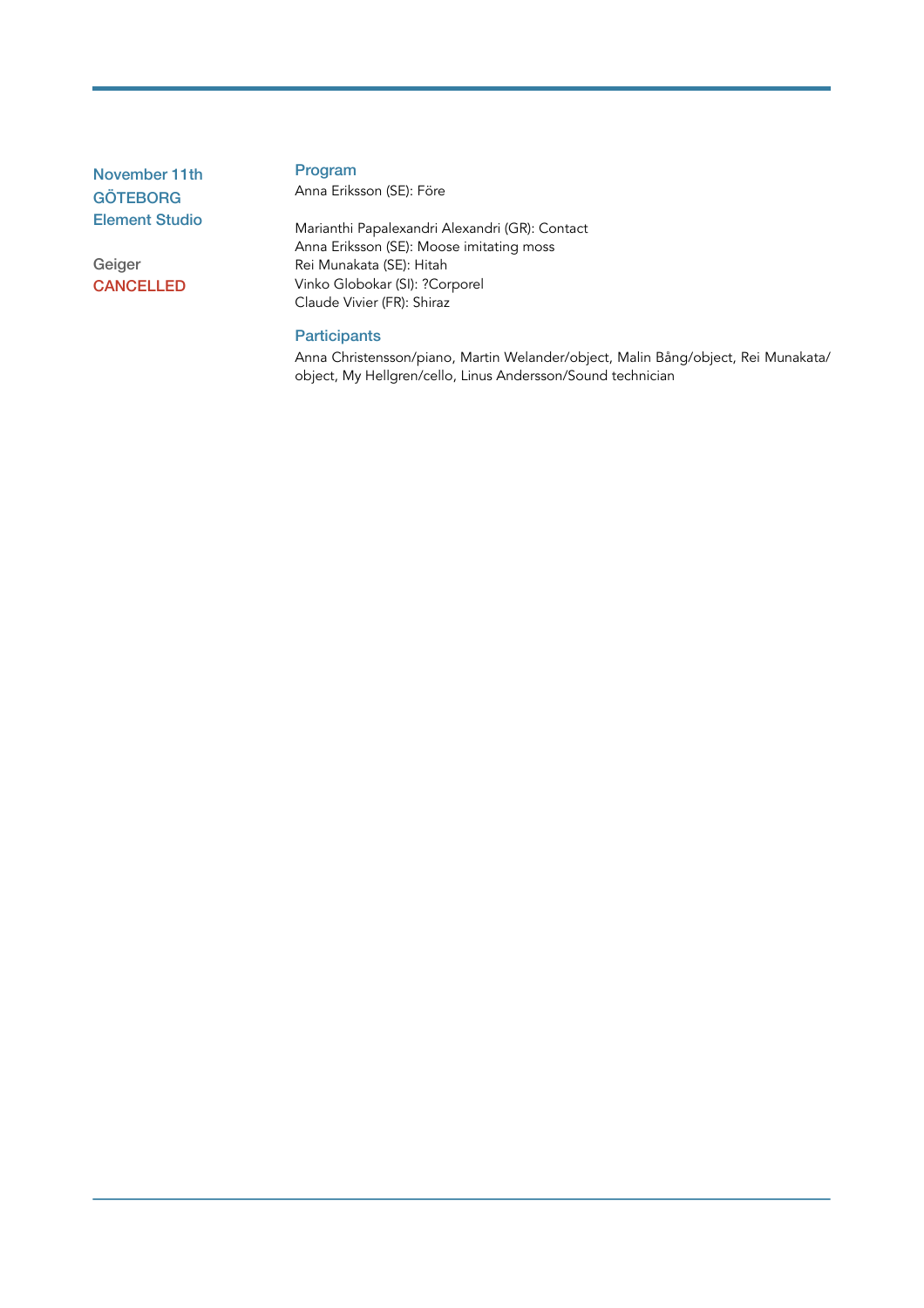**November 11th**
**GÖTEBORG**
**Element Studio**

Geiger
CANCELLED

### Program

Anna Eriksson (SE): Före

Marianthi Papalexandri Alexandri (GR): Contact
Anna Eriksson (SE): Moose imitating moss
Rei Munakata (SE): Hitah
Vinko Globokar (SI): ?Corporel
Claude Vivier (FR): Shiraz

### Participants

Anna Christensson/piano, Martin Welander/object, Malin Bång/object, Rei Munakata/object, My Hellgren/cello, Linus Andersson/Sound technician